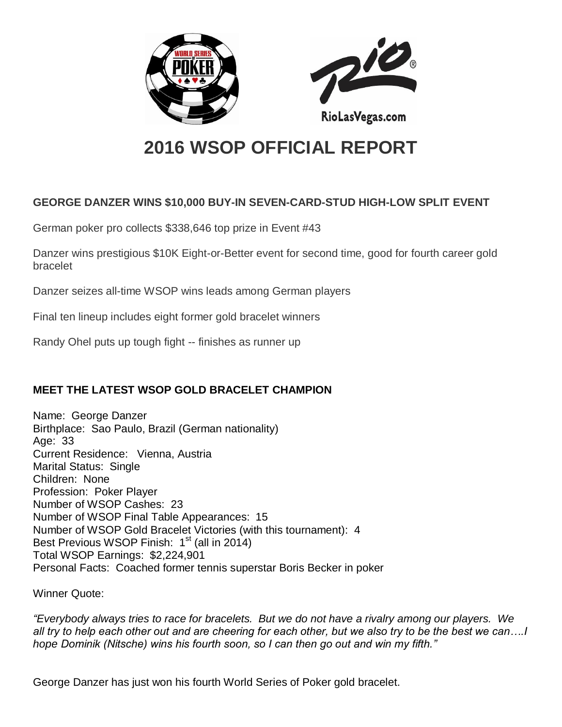# 2016 WSOP OFFICIAL REPORT

**GEORGE DANZER WINS $10,000 BUY-IN SEVEN-CARD-STUD HIGH-LOW SPLIT EVENT**

German poker pro collects $338,646 top prize in Event #43

Danzer wins prestigious $10K Eight-or-Better event for second time, good for fourth career gold bracelet

Danzer seizes all-time WSOP wins leads among German players

Final ten lineup includes eight former gold bracelet winners

Randy Ohel puts up tough fight -- finishes as runner up

**MEET THE LATEST WSOP GOLD BRACELET CHAMPION**

Name: George Danzer
Birthplace: Sao Paulo, Brazil (German nationality)
Age: 33
Current Residence: Vienna, Austria
Marital Status: Single
Children: None
Profession: Poker Player
Number of WSOP Cashes: 23
Number of WSOP Final Table Appearances: 15
Number of WSOP Gold Bracelet Victories (with this tournament): 4
Best Previous WSOP Finish: 1st (all in 2014)
Total WSOP Earnings: $2,224,901
Personal Facts: Coached former tennis superstar Boris Becker in poker

Winner Quote:

*"Everybody always tries to race for bracelets. But we do not have a rivalry among our players. We all try to help each other out and are cheering for each other, but we also try to be the best we can….I hope Dominik (Nitsche) wins his fourth soon, so I can then go out and win my fifth."*

George Danzer has just won his fourth World Series of Poker gold bracelet.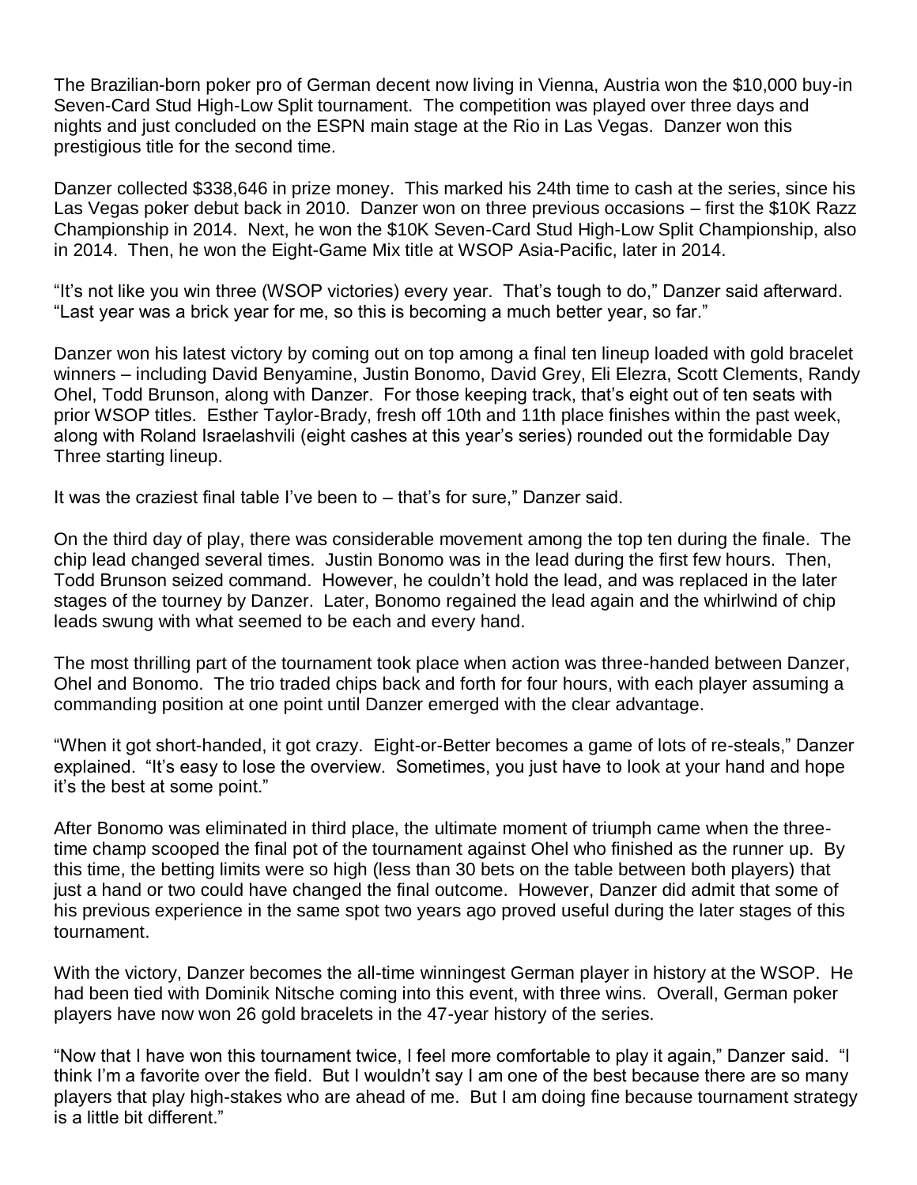The Brazilian-born poker pro of German decent now living in Vienna, Austria won the $10,000 buy-in Seven-Card Stud High-Low Split tournament. The competition was played over three days and nights and just concluded on the ESPN main stage at the Rio in Las Vegas. Danzer won this prestigious title for the second time.

Danzer collected $338,646 in prize money. This marked his 24th time to cash at the series, since his Las Vegas poker debut back in 2010. Danzer won on three previous occasions – first the $10K Razz Championship in 2014. Next, he won the $10K Seven-Card Stud High-Low Split Championship, also in 2014. Then, he won the Eight-Game Mix title at WSOP Asia-Pacific, later in 2014.

"It's not like you win three (WSOP victories) every year. That's tough to do," Danzer said afterward. "Last year was a brick year for me, so this is becoming a much better year, so far."

Danzer won his latest victory by coming out on top among a final ten lineup loaded with gold bracelet winners – including David Benyamine, Justin Bonomo, David Grey, Eli Elezra, Scott Clements, Randy Ohel, Todd Brunson, along with Danzer. For those keeping track, that's eight out of ten seats with prior WSOP titles. Esther Taylor-Brady, fresh off 10th and 11th place finishes within the past week, along with Roland Israelashvili (eight cashes at this year's series) rounded out the formidable Day Three starting lineup.

It was the craziest final table I've been to – that's for sure," Danzer said.

On the third day of play, there was considerable movement among the top ten during the finale. The chip lead changed several times. Justin Bonomo was in the lead during the first few hours. Then, Todd Brunson seized command. However, he couldn't hold the lead, and was replaced in the later stages of the tourney by Danzer. Later, Bonomo regained the lead again and the whirlwind of chip leads swung with what seemed to be each and every hand.

The most thrilling part of the tournament took place when action was three-handed between Danzer, Ohel and Bonomo. The trio traded chips back and forth for four hours, with each player assuming a commanding position at one point until Danzer emerged with the clear advantage.

"When it got short-handed, it got crazy. Eight-or-Better becomes a game of lots of re-steals," Danzer explained. "It's easy to lose the overview. Sometimes, you just have to look at your hand and hope it's the best at some point."

After Bonomo was eliminated in third place, the ultimate moment of triumph came when the three-time champ scooped the final pot of the tournament against Ohel who finished as the runner up. By this time, the betting limits were so high (less than 30 bets on the table between both players) that just a hand or two could have changed the final outcome. However, Danzer did admit that some of his previous experience in the same spot two years ago proved useful during the later stages of this tournament.

With the victory, Danzer becomes the all-time winningest German player in history at the WSOP. He had been tied with Dominik Nitsche coming into this event, with three wins. Overall, German poker players have now won 26 gold bracelets in the 47-year history of the series.

"Now that I have won this tournament twice, I feel more comfortable to play it again," Danzer said. "I think I'm a favorite over the field. But I wouldn't say I am one of the best because there are so many players that play high-stakes who are ahead of me. But I am doing fine because tournament strategy is a little bit different."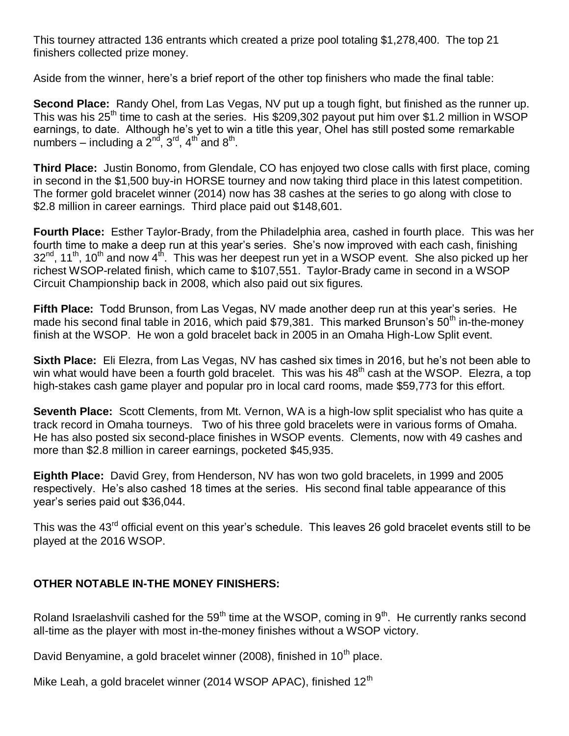This tourney attracted 136 entrants which created a prize pool totaling $1,278,400. The top 21 finishers collected prize money.

Aside from the winner, here's a brief report of the other top finishers who made the final table:

**Second Place:** Randy Ohel, from Las Vegas, NV put up a tough fight, but finished as the runner up. This was his 25th time to cash at the series. His $209,302 payout put him over $1.2 million in WSOP earnings, to date. Although he's yet to win a title this year, Ohel has still posted some remarkable numbers – including a 2nd, 3rd, 4th and 8th.

**Third Place:** Justin Bonomo, from Glendale, CO has enjoyed two close calls with first place, coming in second in the $1,500 buy-in HORSE tourney and now taking third place in this latest competition. The former gold bracelet winner (2014) now has 38 cashes at the series to go along with close to $2.8 million in career earnings. Third place paid out $148,601.

**Fourth Place:** Esther Taylor-Brady, from the Philadelphia area, cashed in fourth place. This was her fourth time to make a deep run at this year's series. She's now improved with each cash, finishing 32nd, 11th, 10th and now 4th. This was her deepest run yet in a WSOP event. She also picked up her richest WSOP-related finish, which came to $107,551. Taylor-Brady came in second in a WSOP Circuit Championship back in 2008, which also paid out six figures.

**Fifth Place:** Todd Brunson, from Las Vegas, NV made another deep run at this year's series. He made his second final table in 2016, which paid $79,381. This marked Brunson's 50th in-the-money finish at the WSOP. He won a gold bracelet back in 2005 in an Omaha High-Low Split event.

**Sixth Place:** Eli Elezra, from Las Vegas, NV has cashed six times in 2016, but he's not been able to win what would have been a fourth gold bracelet. This was his 48th cash at the WSOP. Elezra, a top high-stakes cash game player and popular pro in local card rooms, made $59,773 for this effort.

**Seventh Place:** Scott Clements, from Mt. Vernon, WA is a high-low split specialist who has quite a track record in Omaha tourneys. Two of his three gold bracelets were in various forms of Omaha. He has also posted six second-place finishes in WSOP events. Clements, now with 49 cashes and more than $2.8 million in career earnings, pocketed $45,935.

**Eighth Place:** David Grey, from Henderson, NV has won two gold bracelets, in 1999 and 2005 respectively. He's also cashed 18 times at the series. His second final table appearance of this year's series paid out $36,044.

This was the 43rd official event on this year's schedule. This leaves 26 gold bracelet events still to be played at the 2016 WSOP.

**OTHER NOTABLE IN-THE MONEY FINISHERS:**

Roland Israelashvili cashed for the 59th time at the WSOP, coming in 9th. He currently ranks second all-time as the player with most in-the-money finishes without a WSOP victory.

David Benyamine, a gold bracelet winner (2008), finished in 10th place.

Mike Leah, a gold bracelet winner (2014 WSOP APAC), finished 12th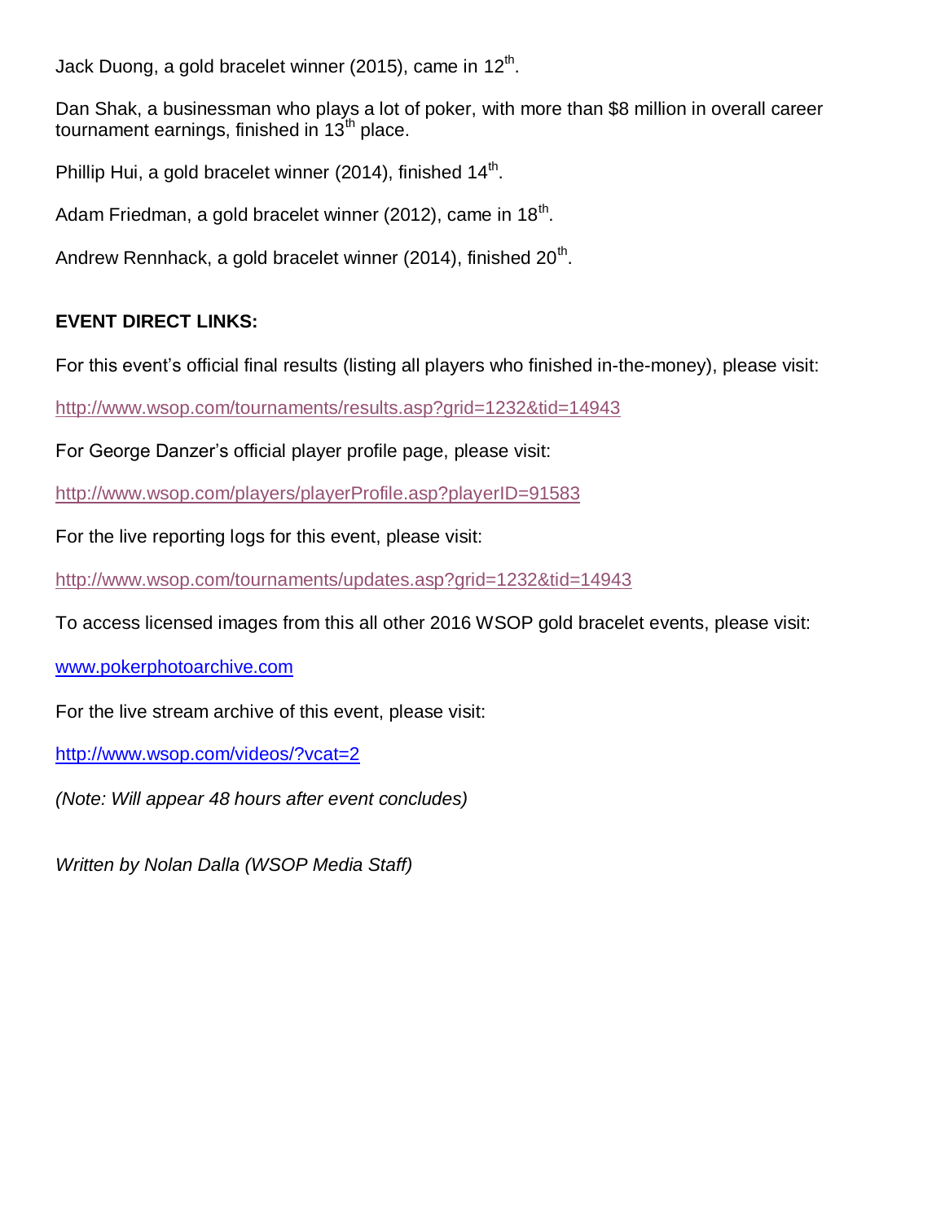Jack Duong, a gold bracelet winner (2015), came in 12th.

Dan Shak, a businessman who plays a lot of poker, with more than $8 million in overall career tournament earnings, finished in 13th place.

Phillip Hui, a gold bracelet winner (2014), finished 14th.

Adam Friedman, a gold bracelet winner (2012), came in 18th.

Andrew Rennhack, a gold bracelet winner (2014), finished 20th.

**EVENT DIRECT LINKS:**

For this event's official final results (listing all players who finished in-the-money), please visit:

http://www.wsop.com/tournaments/results.asp?grid=1232&tid=14943

For George Danzer's official player profile page, please visit:

http://www.wsop.com/players/playerProfile.asp?playerID=91583

For the live reporting logs for this event, please visit:

http://www.wsop.com/tournaments/updates.asp?grid=1232&tid=14943

To access licensed images from this all other 2016 WSOP gold bracelet events, please visit:

www.pokerphotoarchive.com

For the live stream archive of this event, please visit:

http://www.wsop.com/videos/?vcat=2

*(Note: Will appear 48 hours after event concludes)*

*Written by Nolan Dalla (WSOP Media Staff)*